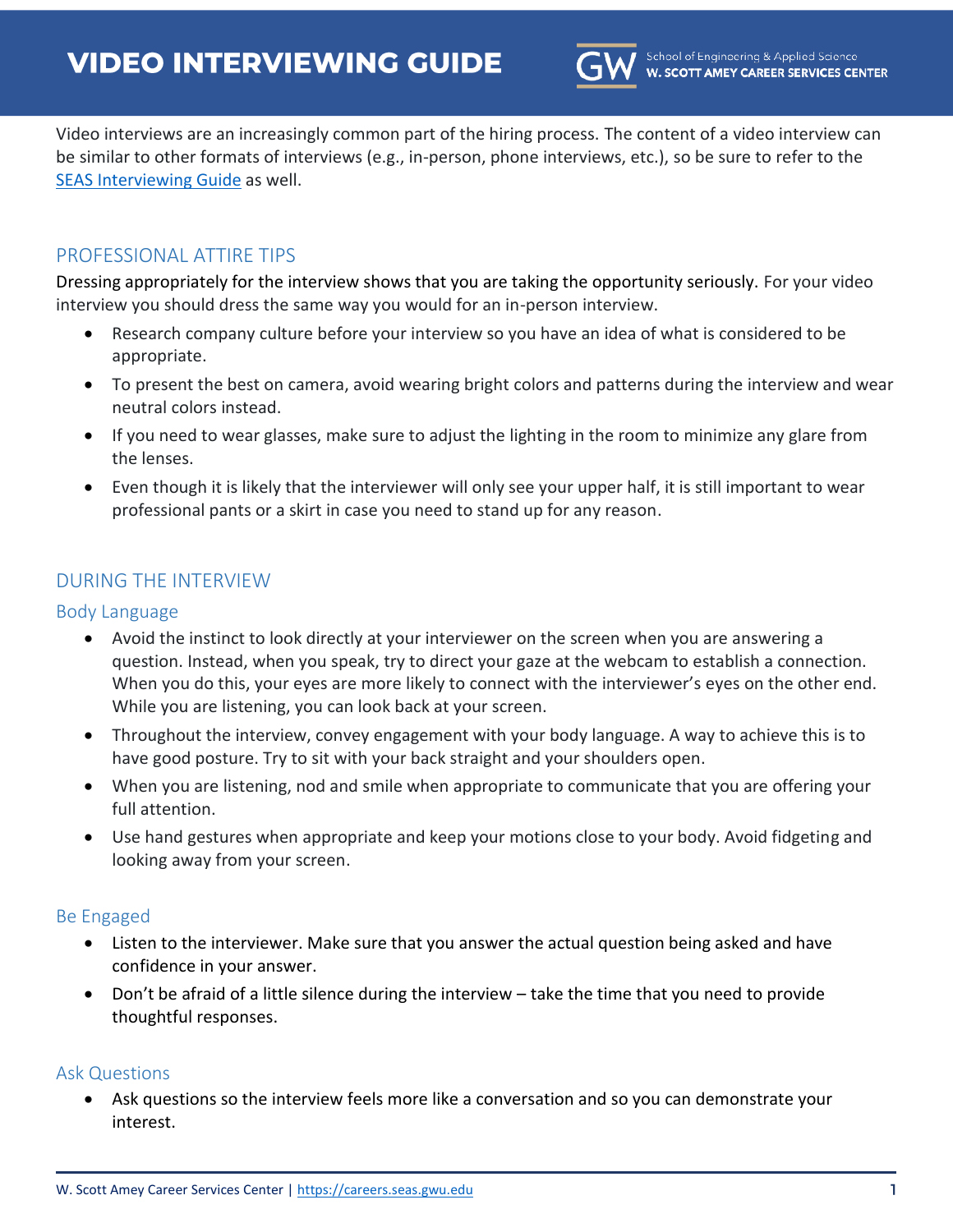# VIDEO INTERVIEWING GUIDE

School of Engineering & Applied Science
**W. SCOTT AMEY CAREER SERVICES CENTER**

Video interviews are an increasingly common part of the hiring process. The content of a video interview can be similar to other formats of interviews (e.g., in-person, phone interviews, etc.), so be sure to refer to the [SEAS Interviewing Guide](SEAS Interviewing Guide) as well.

## PROFESSIONAL ATTIRE TIPS

Dressing appropriately for the interview shows that you are taking the opportunity seriously. For your video interview you should dress the same way you would for an in-person interview.

- Research company culture before your interview so you have an idea of what is considered to be appropriate.
- To present the best on camera, avoid wearing bright colors and patterns during the interview and wear neutral colors instead.
- If you need to wear glasses, make sure to adjust the lighting in the room to minimize any glare from the lenses.
- Even though it is likely that the interviewer will only see your upper half, it is still important to wear professional pants or a skirt in case you need to stand up for any reason.

## DURING THE INTERVIEW

### Body Language

- Avoid the instinct to look directly at your interviewer on the screen when you are answering a question. Instead, when you speak, try to direct your gaze at the webcam to establish a connection. When you do this, your eyes are more likely to connect with the interviewer's eyes on the other end. While you are listening, you can look back at your screen.
- Throughout the interview, convey engagement with your body language. A way to achieve this is to have good posture. Try to sit with your back straight and your shoulders open.
- When you are listening, nod and smile when appropriate to communicate that you are offering your full attention.
- Use hand gestures when appropriate and keep your motions close to your body. Avoid fidgeting and looking away from your screen.

### Be Engaged

- Listen to the interviewer. Make sure that you answer the actual question being asked and have confidence in your answer.
- Don't be afraid of a little silence during the interview – take the time that you need to provide thoughtful responses.

### Ask Questions

- Ask questions so the interview feels more like a conversation and so you can demonstrate your interest.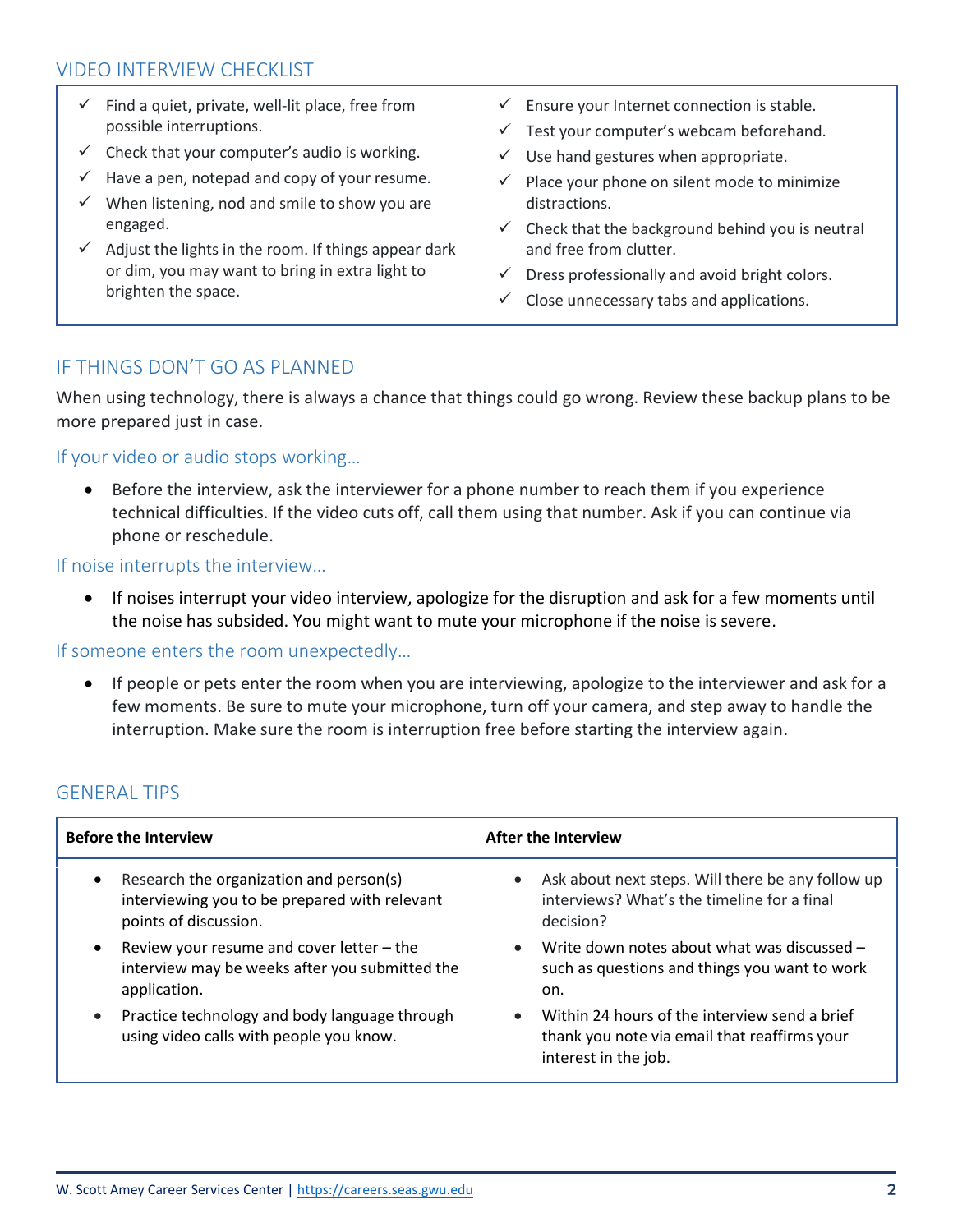## VIDEO INTERVIEW CHECKLIST

- ✓ Find a quiet, private, well-lit place, free from possible interruptions.
- ✓ Check that your computer's audio is working.
- ✓ Have a pen, notepad and copy of your resume.
- ✓ When listening, nod and smile to show you are engaged.
- ✓ Adjust the lights in the room. If things appear dark or dim, you may want to bring in extra light to brighten the space.
- ✓ Ensure your Internet connection is stable.
- ✓ Test your computer's webcam beforehand.
- ✓ Use hand gestures when appropriate.
- ✓ Place your phone on silent mode to minimize distractions.
- ✓ Check that the background behind you is neutral and free from clutter.
- ✓ Dress professionally and avoid bright colors.
- ✓ Close unnecessary tabs and applications.

## IF THINGS DON'T GO AS PLANNED

When using technology, there is always a chance that things could go wrong. Review these backup plans to be more prepared just in case.

### If your video or audio stops working…

- Before the interview, ask the interviewer for a phone number to reach them if you experience technical difficulties. If the video cuts off, call them using that number. Ask if you can continue via phone or reschedule.

### If noise interrupts the interview…

- If noises interrupt your video interview, apologize for the disruption and ask for a few moments until the noise has subsided. You might want to mute your microphone if the noise is severe.

### If someone enters the room unexpectedly…

- If people or pets enter the room when you are interviewing, apologize to the interviewer and ask for a few moments. Be sure to mute your microphone, turn off your camera, and step away to handle the interruption. Make sure the room is interruption free before starting the interview again.

## GENERAL TIPS

| Before the Interview | After the Interview |
| --- | --- |
| • Research the organization and person(s) interviewing you to be prepared with relevant points of discussion.<br>• Review your resume and cover letter – the interview may be weeks after you submitted the application.<br>• Practice technology and body language through using video calls with people you know. | • Ask about next steps. Will there be any follow up interviews? What's the timeline for a final decision?<br>• Write down notes about what was discussed – such as questions and things you want to work on.<br>• Within 24 hours of the interview send a brief thank you note via email that reaffirms your interest in the job. |